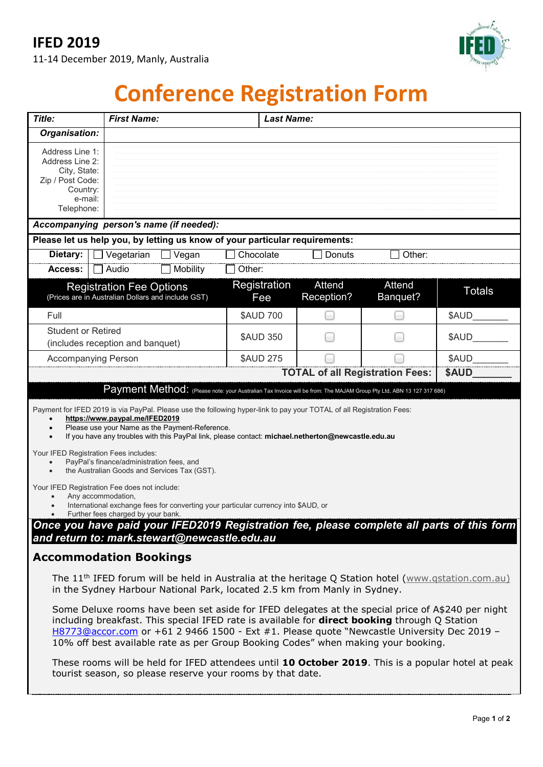# IFED 2019

11-14 December 2019, Manly, Australia

# Conference Registration Form

| ***Title:*** | ***First Name:*** | ***Last Name:*** |
|---|---|---|
| ***Organisation:*** | | |

Address Line 1:
Address Line 2:
City, State:
Zip / Post Code:
Country:
e-mail:
Telephone:

***Accompanying person's name (if needed):***

**Please let us help you, by letting us know of your particular requirements:**

**Dietary:** ☐ Vegetarian ☐ Vegan ☐ Chocolate ☐ Donuts ☐ Other:

**Access:** ☐ Audio ☐ Mobility ☐ Other:

| Registration Fee Options (Prices are in Australian Dollars and include GST) | Registration Fee | Attend Reception? | Attend Banquet? | Totals |
|---|---|---|---|---|
| Full | $AUD 700 | ☐ | ☐ | $AUD______ |
| Student or Retired (includes reception and banquet) | $AUD 350 | ☐ | ☐ | $AUD______ |
| Accompanying Person | $AUD 275 | ☐ | ☐ | $AUD______ |
| | | | **TOTAL of all Registration Fees:** | **$AUD______** |

## Payment Method: (Please note: your Australian Tax Invoice will be from: The MAJAM Group Pty Ltd, ABN 13 127 317 686)

Payment for IFED 2019 is via PayPal. Please use the following hyper-link to pay your TOTAL of all Registration Fees:

- **https://www.paypal.me/IFED2019**
- Please use your Name as the Payment-Reference.
- If you have any troubles with this PayPal link, please contact: **michael.netherton@newcastle.edu.au**

Your IFED Registration Fees includes:

- PayPal's finance/administration fees, and
- the Australian Goods and Services Tax (GST).

Your IFED Registration Fee does not include:

- Any accommodation,
- International exchange fees for converting your particular currency into $AUD, or
- Further fees charged by your bank.

***Once you have paid your IFED2019 Registration fee, please complete all parts of this form and return to: mark.stewart@newcastle.edu.au***

## Accommodation Bookings

The 11th IFED forum will be held in Australia at the heritage Q Station hotel (www.qstation.com.au) in the Sydney Harbour National Park, located 2.5 km from Manly in Sydney.

Some Deluxe rooms have been set aside for IFED delegates at the special price of A$240 per night including breakfast. This special IFED rate is available for **direct booking** through Q Station H8773@accor.com or +61 2 9466 1500 - Ext #1. Please quote "Newcastle University Dec 2019 – 10% off best available rate as per Group Booking Codes" when making your booking.

These rooms will be held for IFED attendees until **10 October 2019**. This is a popular hotel at peak tourist season, so please reserve your rooms by that date.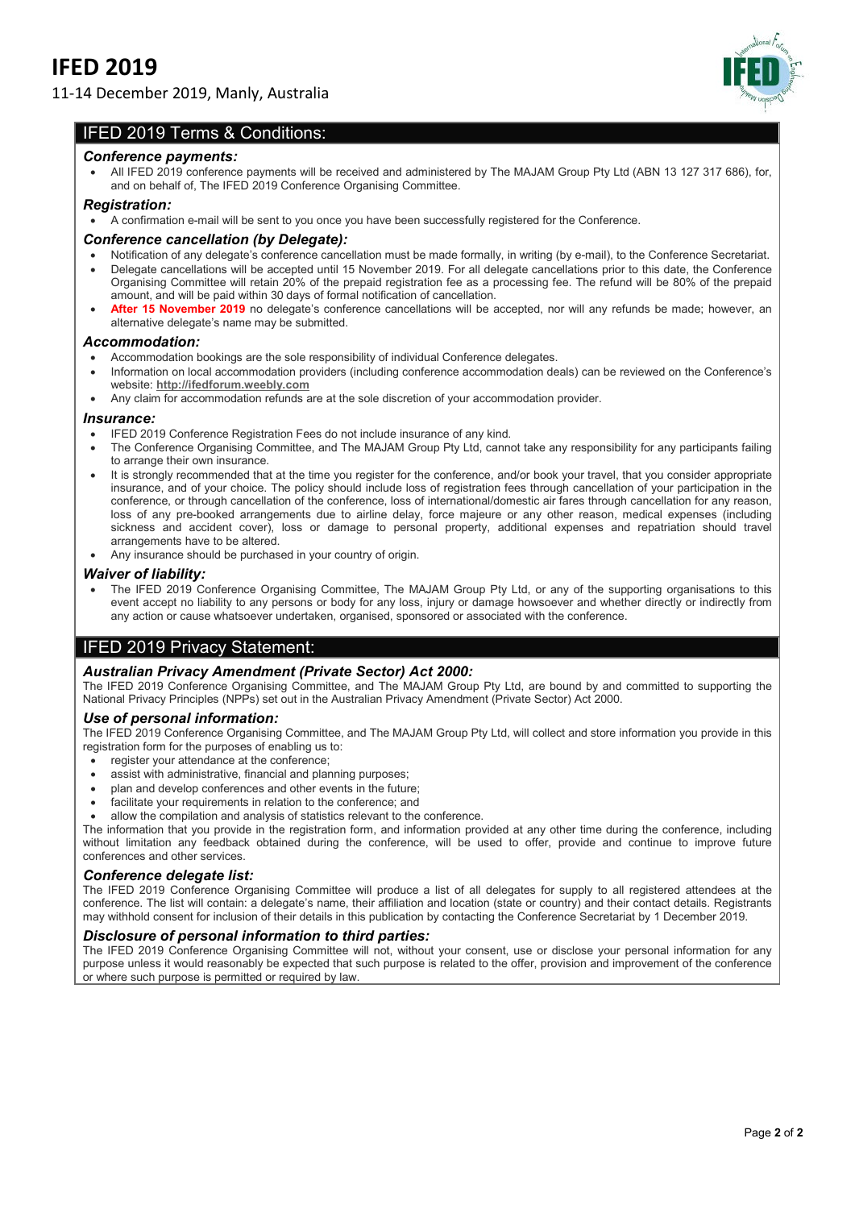# IFED 2019

11-14 December 2019, Manly, Australia

## IFED 2019 Terms & Conditions:

### *Conference payments:*

- All IFED 2019 conference payments will be received and administered by The MAJAM Group Pty Ltd (ABN 13 127 317 686), for, and on behalf of, The IFED 2019 Conference Organising Committee.

### *Registration:*

- A confirmation e-mail will be sent to you once you have been successfully registered for the Conference.

### *Conference cancellation (by Delegate):*

- Notification of any delegate's conference cancellation must be made formally, in writing (by e-mail), to the Conference Secretariat.
- Delegate cancellations will be accepted until 15 November 2019. For all delegate cancellations prior to this date, the Conference Organising Committee will retain 20% of the prepaid registration fee as a processing fee. The refund will be 80% of the prepaid amount, and will be paid within 30 days of formal notification of cancellation.
- **After 15 November 2019** no delegate's conference cancellations will be accepted, nor will any refunds be made; however, an alternative delegate's name may be submitted.

### *Accommodation:*

- Accommodation bookings are the sole responsibility of individual Conference delegates.
- Information on local accommodation providers (including conference accommodation deals) can be reviewed on the Conference's website: **http://ifedforum.weebly.com**
- Any claim for accommodation refunds are at the sole discretion of your accommodation provider.

### *Insurance:*

- IFED 2019 Conference Registration Fees do not include insurance of any kind.
- The Conference Organising Committee, and The MAJAM Group Pty Ltd, cannot take any responsibility for any participants failing to arrange their own insurance.
- It is strongly recommended that at the time you register for the conference, and/or book your travel, that you consider appropriate insurance, and of your choice. The policy should include loss of registration fees through cancellation of your participation in the conference, or through cancellation of the conference, loss of international/domestic air fares through cancellation for any reason, loss of any pre-booked arrangements due to airline delay, force majeure or any other reason, medical expenses (including sickness and accident cover), loss or damage to personal property, additional expenses and repatriation should travel arrangements have to be altered.
- Any insurance should be purchased in your country of origin.

### *Waiver of liability:*

- The IFED 2019 Conference Organising Committee, The MAJAM Group Pty Ltd, or any of the supporting organisations to this event accept no liability to any persons or body for any loss, injury or damage howsoever and whether directly or indirectly from any action or cause whatsoever undertaken, organised, sponsored or associated with the conference.

## IFED 2019 Privacy Statement:

### *Australian Privacy Amendment (Private Sector) Act 2000:*

The IFED 2019 Conference Organising Committee, and The MAJAM Group Pty Ltd, are bound by and committed to supporting the National Privacy Principles (NPPs) set out in the Australian Privacy Amendment (Private Sector) Act 2000.

### *Use of personal information:*

The IFED 2019 Conference Organising Committee, and The MAJAM Group Pty Ltd, will collect and store information you provide in this registration form for the purposes of enabling us to:

- register your attendance at the conference;
- assist with administrative, financial and planning purposes;
- plan and develop conferences and other events in the future;
- facilitate your requirements in relation to the conference; and
- allow the compilation and analysis of statistics relevant to the conference.

The information that you provide in the registration form, and information provided at any other time during the conference, including without limitation any feedback obtained during the conference, will be used to offer, provide and continue to improve future conferences and other services.

### *Conference delegate list:*

The IFED 2019 Conference Organising Committee will produce a list of all delegates for supply to all registered attendees at the conference. The list will contain: a delegate's name, their affiliation and location (state or country) and their contact details. Registrants may withhold consent for inclusion of their details in this publication by contacting the Conference Secretariat by 1 December 2019.

### *Disclosure of personal information to third parties:*

The IFED 2019 Conference Organising Committee will not, without your consent, use or disclose your personal information for any purpose unless it would reasonably be expected that such purpose is related to the offer, provision and improvement of the conference or where such purpose is permitted or required by law.